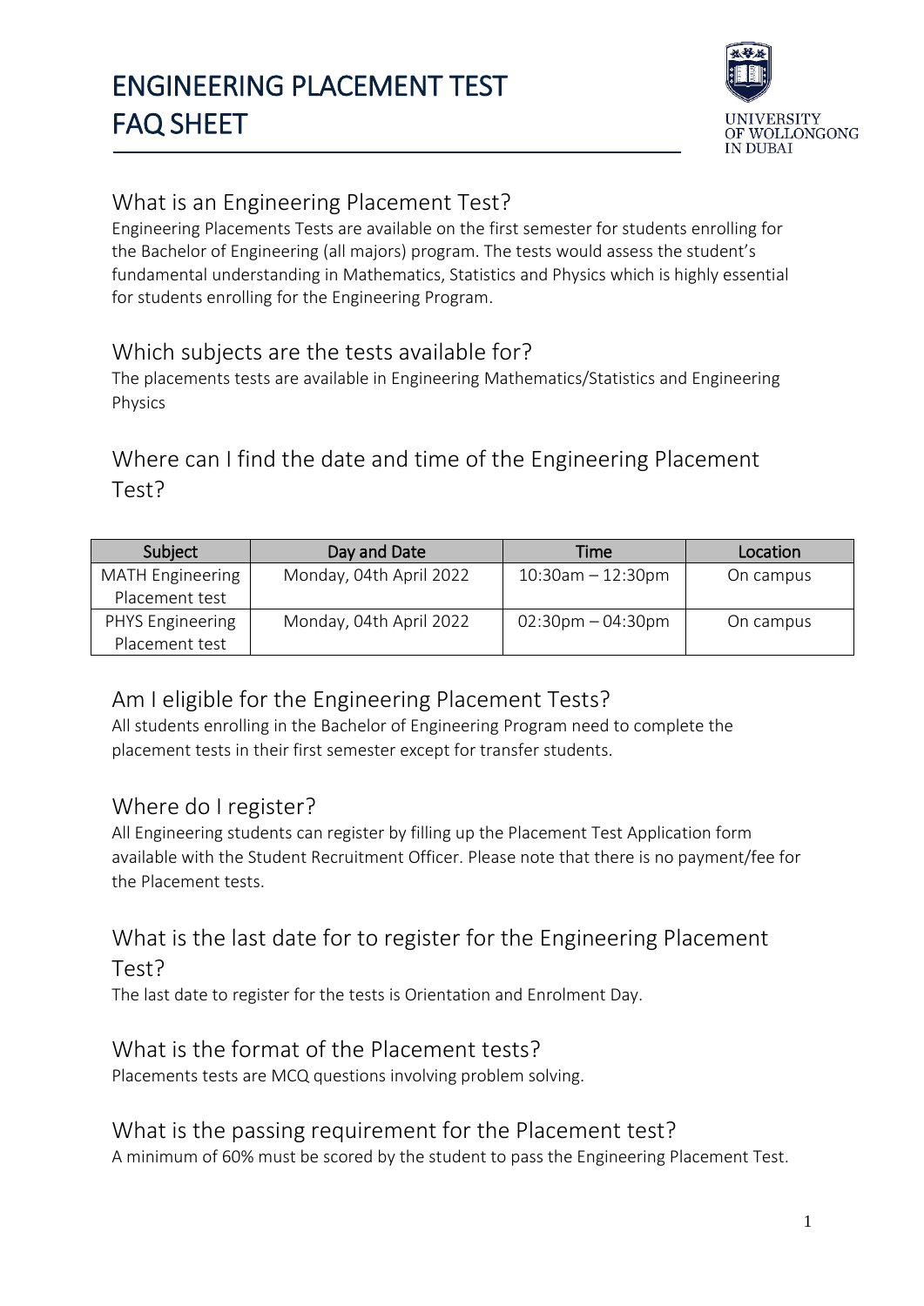# ENGINEERING PLACEMENT TEST FAQ SHEET

UNIVERSITY OF WOLLONGONG IN DUBAI

## What is an Engineering Placement Test?

Engineering Placements Tests are available on the first semester for students enrolling for the Bachelor of Engineering (all majors) program. The tests would assess the student's fundamental understanding in Mathematics, Statistics and Physics which is highly essential for students enrolling for the Engineering Program.

## Which subjects are the tests available for?

The placements tests are available in Engineering Mathematics/Statistics and Engineering Physics

## Where can I find the date and time of the Engineering Placement Test?

| Subject | Day and Date | Time | Location |
|---|---|---|---|
| MATH Engineering Placement test | Monday, 04th April 2022 | 10:30am – 12:30pm | On campus |
| PHYS Engineering Placement test | Monday, 04th April 2022 | 02:30pm – 04:30pm | On campus |

## Am I eligible for the Engineering Placement Tests?

All students enrolling in the Bachelor of Engineering Program need to complete the placement tests in their first semester except for transfer students.

## Where do I register?

All Engineering students can register by filling up the Placement Test Application form available with the Student Recruitment Officer. Please note that there is no payment/fee for the Placement tests.

## What is the last date for to register for the Engineering Placement Test?

The last date to register for the tests is Orientation and Enrolment Day.

## What is the format of the Placement tests?

Placements tests are MCQ questions involving problem solving.

## What is the passing requirement for the Placement test?

A minimum of 60% must be scored by the student to pass the Engineering Placement Test.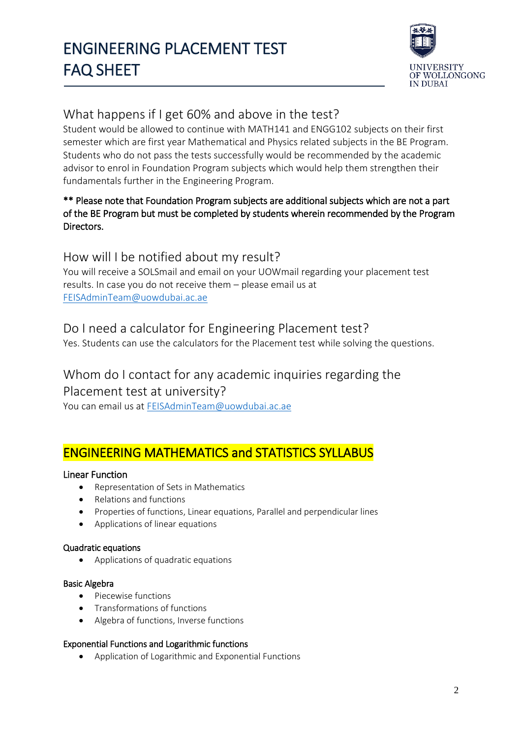# ENGINEERING PLACEMENT TEST FAQ SHEET

## What happens if I get 60% and above in the test?

Student would be allowed to continue with MATH141 and ENGG102 subjects on their first semester which are first year Mathematical and Physics related subjects in the BE Program. Students who do not pass the tests successfully would be recommended by the academic advisor to enrol in Foundation Program subjects which would help them strengthen their fundamentals further in the Engineering Program.

** Please note that Foundation Program subjects are additional subjects which are not a part of the BE Program but must be completed by students wherein recommended by the Program Directors.

## How will I be notified about my result?

You will receive a SOLSmail and email on your UOWmail regarding your placement test results. In case you do not receive them – please email us at FEISAdminTeam@uowdubai.ac.ae

## Do I need a calculator for Engineering Placement test?

Yes. Students can use the calculators for the Placement test while solving the questions.

## Whom do I contact for any academic inquiries regarding the Placement test at university?

You can email us at FEISAdminTeam@uowdubai.ac.ae

## ENGINEERING MATHEMATICS and STATISTICS SYLLABUS

### Linear Function

- Representation of Sets in Mathematics
- Relations and functions
- Properties of functions, Linear equations, Parallel and perpendicular lines
- Applications of linear equations

### Quadratic equations

- Applications of quadratic equations

### Basic Algebra

- Piecewise functions
- Transformations of functions
- Algebra of functions, Inverse functions

### Exponential Functions and Logarithmic functions

- Application of Logarithmic and Exponential Functions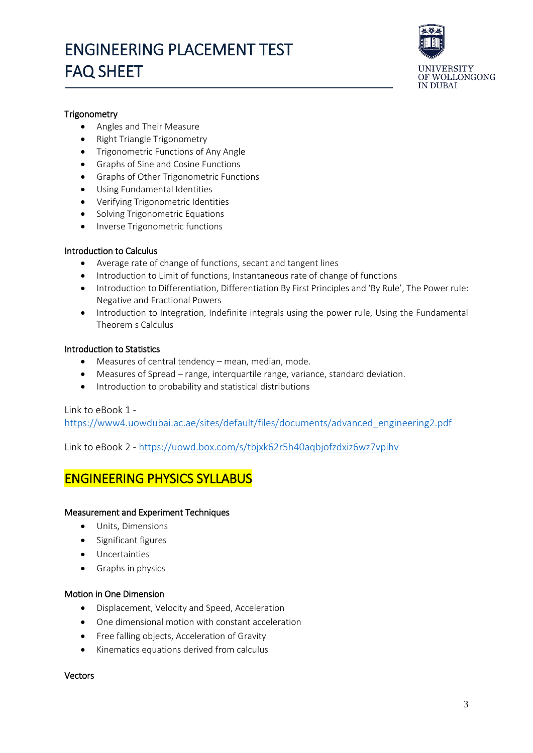#### Trigonometry

- Angles and Their Measure
- Right Triangle Trigonometry
- Trigonometric Functions of Any Angle
- Graphs of Sine and Cosine Functions
- Graphs of Other Trigonometric Functions
- Using Fundamental Identities
- Verifying Trigonometric Identities
- Solving Trigonometric Equations
- Inverse Trigonometric functions

#### Introduction to Calculus

- Average rate of change of functions, secant and tangent lines
- Introduction to Limit of functions, Instantaneous rate of change of functions
- Introduction to Differentiation, Differentiation By First Principles and 'By Rule', The Power rule: Negative and Fractional Powers
- Introduction to Integration, Indefinite integrals using the power rule, Using the Fundamental Theorem s Calculus

#### Introduction to Statistics

- Measures of central tendency – mean, median, mode.
- Measures of Spread – range, interquartile range, variance, standard deviation.
- Introduction to probability and statistical distributions

Link to eBook 1 - https://www4.uowdubai.ac.ae/sites/default/files/documents/advanced_engineering2.pdf

Link to eBook 2 - https://uowd.box.com/s/tbjxk62r5h40aqbjofzdxiz6wz7vpihv

## ENGINEERING PHYSICS SYLLABUS

#### Measurement and Experiment Techniques

- Units, Dimensions
- Significant figures
- Uncertainties
- Graphs in physics

#### Motion in One Dimension

- Displacement, Velocity and Speed, Acceleration
- One dimensional motion with constant acceleration
- Free falling objects, Acceleration of Gravity
- Kinematics equations derived from calculus

#### Vectors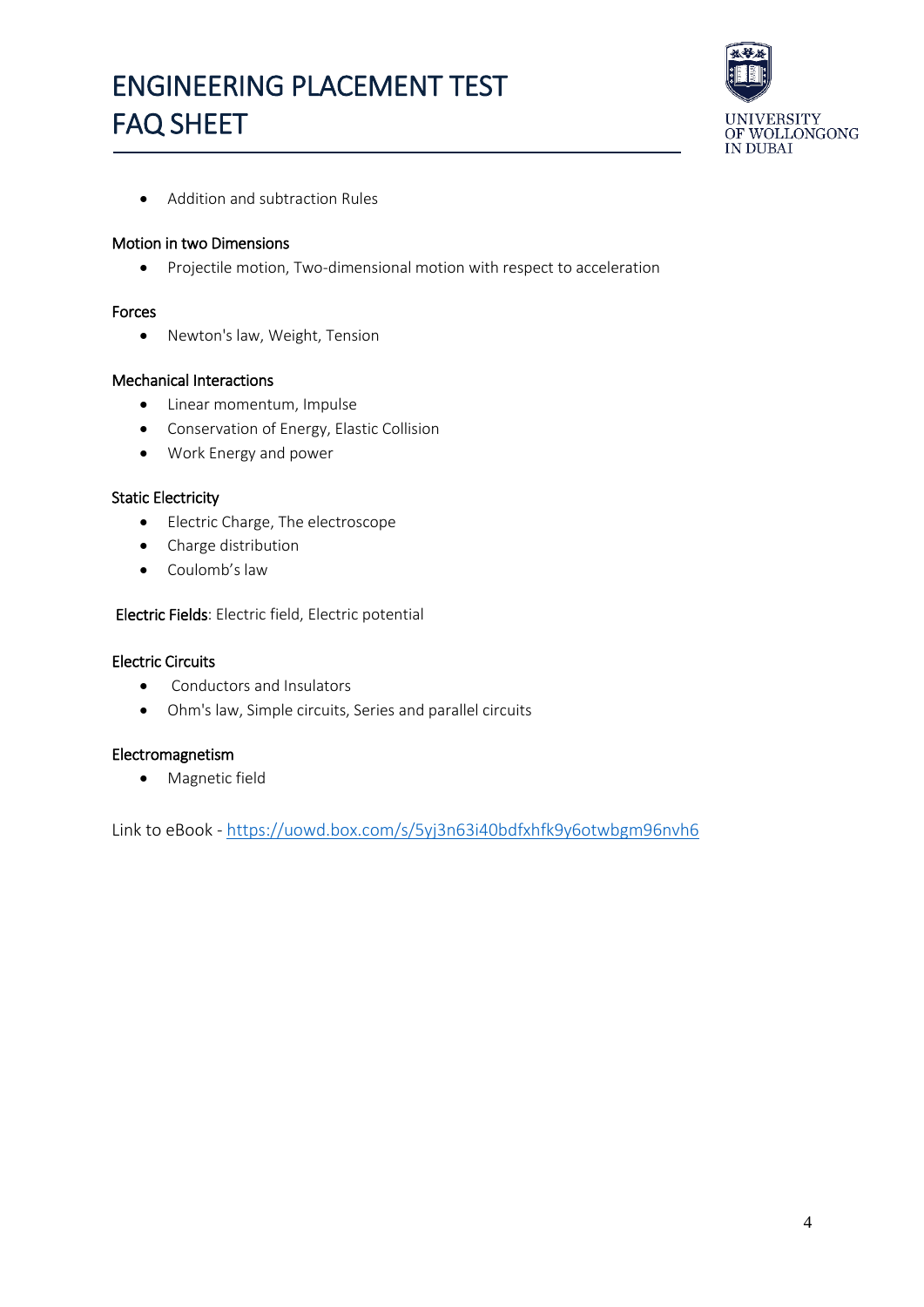- Addition and subtraction Rules

### Motion in two Dimensions

- Projectile motion, Two-dimensional motion with respect to acceleration

### Forces

- Newton's law, Weight, Tension

### Mechanical Interactions

- Linear momentum, Impulse
- Conservation of Energy, Elastic Collision
- Work Energy and power

### Static Electricity

- Electric Charge, The electroscope
- Charge distribution
- Coulomb's law

**Electric Fields**: Electric field, Electric potential

### Electric Circuits

- Conductors and Insulators
- Ohm's law, Simple circuits, Series and parallel circuits

### Electromagnetism

- Magnetic field

Link to eBook - https://uowd.box.com/s/5yj3n63i40bdfxhfk9y6otwbgm96nvh6